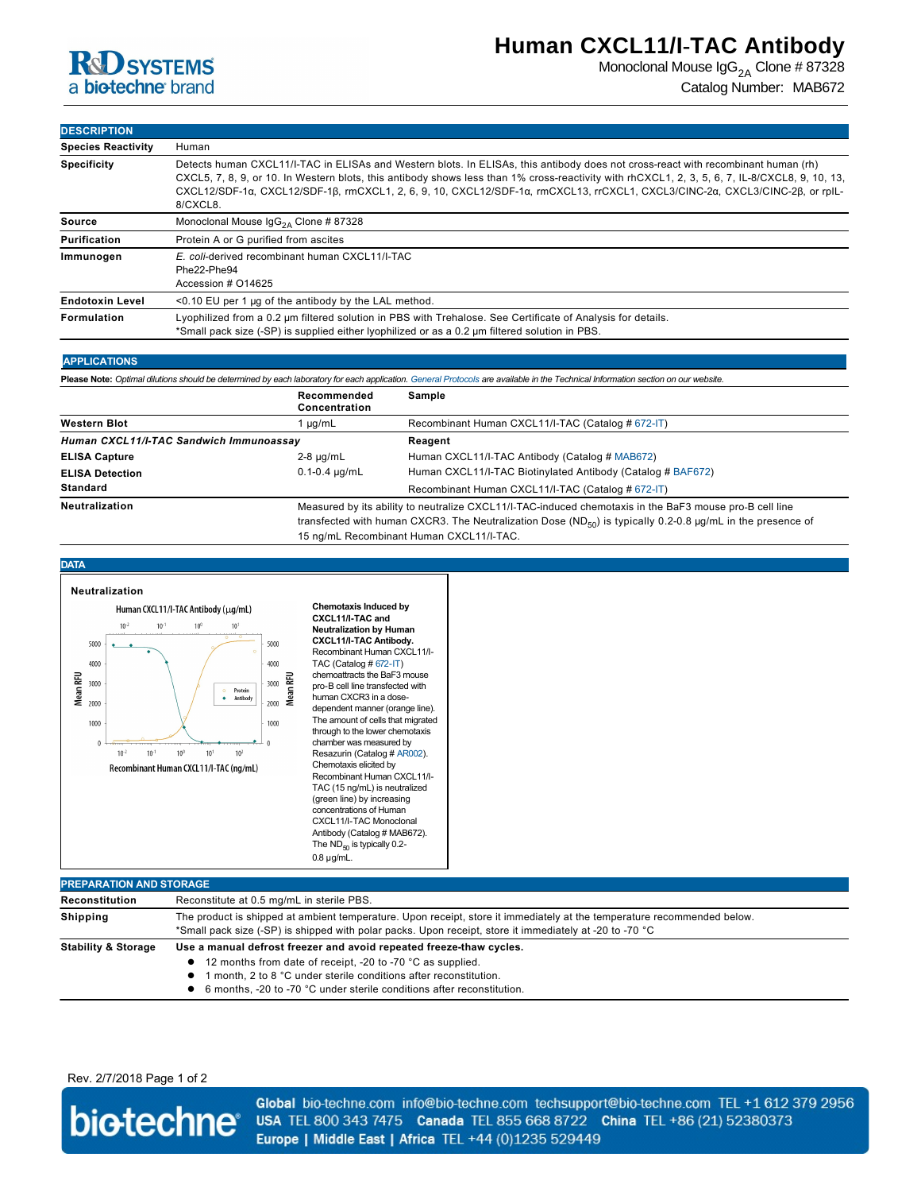# Human CXCL11/I-TAC Antibody

Monoclonal Mouse $IgG_{2A}$ Clone # 87328

Catalog Number: MAB672

## DESCRIPTION

| | |
|---|---|
| **Species Reactivity** | Human |
| **Specificity** | Detects human CXCL11/I-TAC in ELISAs and Western blots. In ELISAs, this antibody does not cross-react with recombinant human (rh) CXCL5, 7, 8, 9, or 10. In Western blots, this antibody shows less than 1% cross-reactivity with rhCXCL1, 2, 3, 5, 6, 7, IL-8/CXCL8, 9, 10, 13, CXCL12/SDF-1α, CXCL12/SDF-1β, rmCXCL1, 2, 6, 9, 10, CXCL12/SDF-1α, rmCXCL13, rrCXCL1, CXCL3/CINC-2α, CXCL3/CINC-2β, or rpIL-8/CXCL8. |
| **Source** | Monoclonal Mouse $IgG_{2A}$ Clone # 87328 |
| **Purification** | Protein A or G purified from ascites |
| **Immunogen** | *E. coli*-derived recombinant human CXCL11/I-TAC<br>Phe22-Phe94<br>Accession # O14625 |
| **Endotoxin Level** | <0.10 EU per 1 μg of the antibody by the LAL method. |
| **Formulation** | Lyophilized from a 0.2 μm filtered solution in PBS with Trehalose. See Certificate of Analysis for details.<br>*Small pack size (-SP) is supplied either lyophilized or as a 0.2 μm filtered solution in PBS. |

## APPLICATIONS

**Please Note:** *Optimal dilutions should be determined by each laboratory for each application. General Protocols are available in the Technical Information section on our website.*

| | Recommended Concentration | Sample |
|---|---|---|
| **Western Blot** | 1 μg/mL | Recombinant Human CXCL11/I-TAC (Catalog # 672-IT) |
| ***Human CXCL11/I-TAC Sandwich Immunoassay*** | | **Reagent** |
| **ELISA Capture** | 2-8 μg/mL | Human CXCL11/I-TAC Antibody (Catalog # MAB672) |
| **ELISA Detection** | 0.1-0.4 μg/mL | Human CXCL11/I-TAC Biotinylated Antibody (Catalog # BAF672) |
| **Standard** | | Recombinant Human CXCL11/I-TAC (Catalog # 672-IT) |
| **Neutralization** | Measured by its ability to neutralize CXCL11/I-TAC-induced chemotaxis in the BaF3 mouse pro-B cell line transfected with human CXCR3. The Neutralization Dose ($ND_{50}$) is typically 0.2-0.8 μg/mL in the presence of 15 ng/mL Recombinant Human CXCL11/I-TAC. | |

## DATA

**Neutralization**

**Chemotaxis Induced by CXCL11/I-TAC and Neutralization by Human CXCL11/I-TAC Antibody.** Recombinant Human CXCL11/I-TAC (Catalog # 672-IT) chemoattracts the BaF3 mouse pro-B cell line transfected with human CXCR3 in a dose-dependent manner (orange line). The amount of cells that migrated through to the lower chemotaxis chamber was measured by Resazurin (Catalog # AR002). Chemotaxis elicited by Recombinant Human CXCL11/I-TAC (15 ng/mL) is neutralized (green line) by increasing concentrations of Human CXCL11/I-TAC Monoclonal Antibody (Catalog # MAB672). The $ND_{50}$ is typically 0.2-0.8 μg/mL.

## PREPARATION AND STORAGE

| | |
|---|---|
| **Reconstitution** | Reconstitute at 0.5 mg/mL in sterile PBS. |
| **Shipping** | The product is shipped at ambient temperature. Upon receipt, store it immediately at the temperature recommended below.<br>*Small pack size (-SP) is shipped with polar packs. Upon receipt, store it immediately at -20 to -70 °C |
| **Stability & Storage** | **Use a manual defrost freezer and avoid repeated freeze-thaw cycles.**<br>● 12 months from date of receipt, -20 to -70 °C as supplied.<br>● 1 month, 2 to 8 °C under sterile conditions after reconstitution.<br>● 6 months, -20 to -70 °C under sterile conditions after reconstitution. |

Rev. 2/7/2018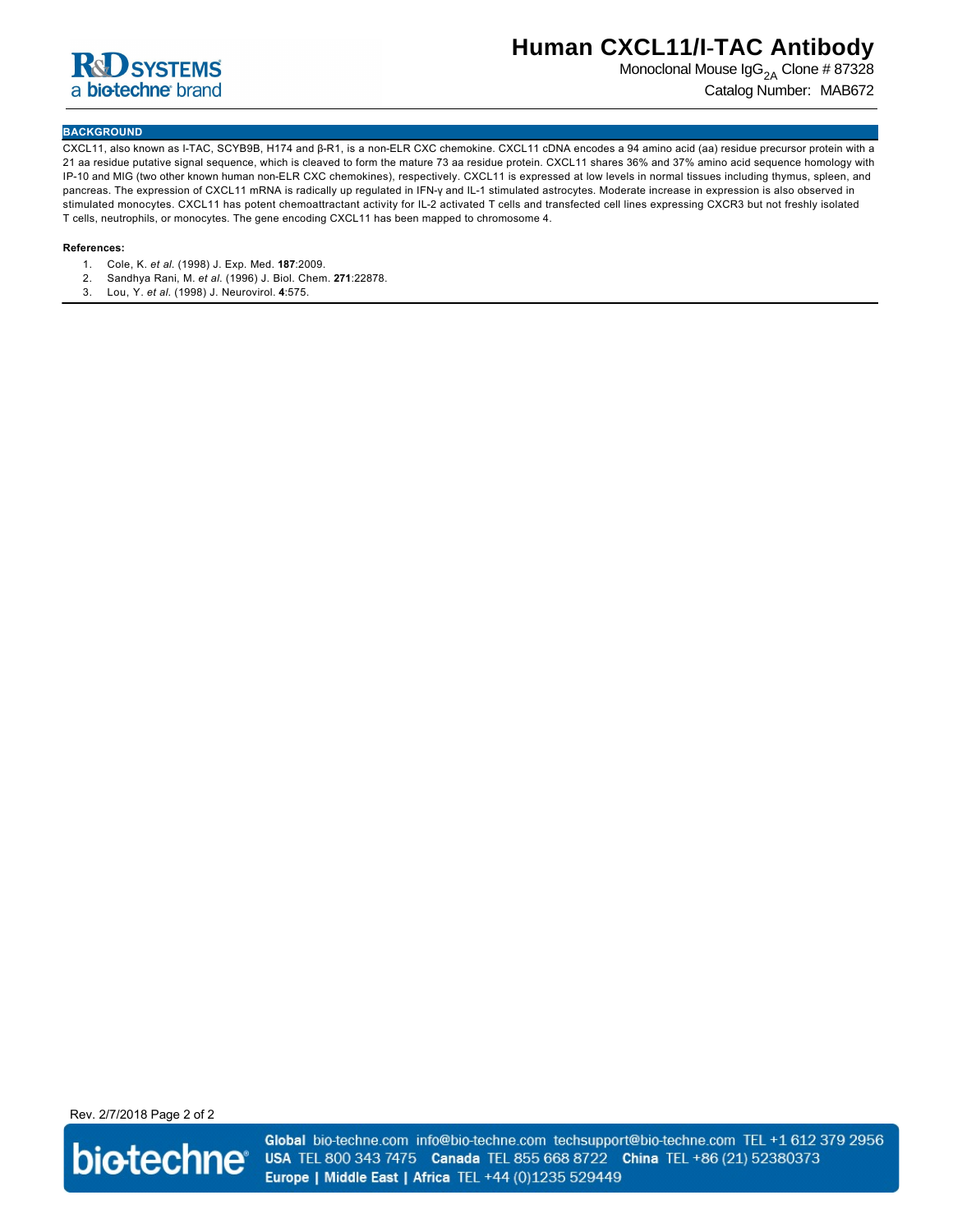# Human CXCL11/I-TAC Antibody

Monoclonal Mouse $IgG_{2A}$ Clone # 87328

Catalog Number: MAB672

## BACKGROUND

CXCL11, also known as I-TAC, SCYB9B, H174 and β-R1, is a non-ELR CXC chemokine. CXCL11 cDNA encodes a 94 amino acid (aa) residue precursor protein with a 21 aa residue putative signal sequence, which is cleaved to form the mature 73 aa residue protein. CXCL11 shares 36% and 37% amino acid sequence homology with IP-10 and MIG (two other known human non-ELR CXC chemokines), respectively. CXCL11 is expressed at low levels in normal tissues including thymus, spleen, and pancreas. The expression of CXCL11 mRNA is radically up regulated in IFN-γ and IL-1 stimulated astrocytes. Moderate increase in expression is also observed in stimulated monocytes. CXCL11 has potent chemoattractant activity for IL-2 activated T cells and transfected cell lines expressing CXCR3 but not freshly isolated T cells, neutrophils, or monocytes. The gene encoding CXCL11 has been mapped to chromosome 4.

**References:**

1. Cole, K. *et al.* (1998) J. Exp. Med. **187**:2009.
2. Sandhya Rani, M. *et al.* (1996) J. Biol. Chem. **271**:22878.
3. Lou, Y. *et al.* (1998) J. Neurovirol. **4**:575.

Rev. 2/7/2018

**Global** bio-techne.com info@bio-techne.com techsupport@bio-techne.com TEL +1 612 379 2956
**USA** TEL 800 343 7475 **Canada** TEL 855 668 8722 **China** TEL +86 (21) 52380373
**Europe | Middle East | Africa** TEL +44 (0)1235 529449